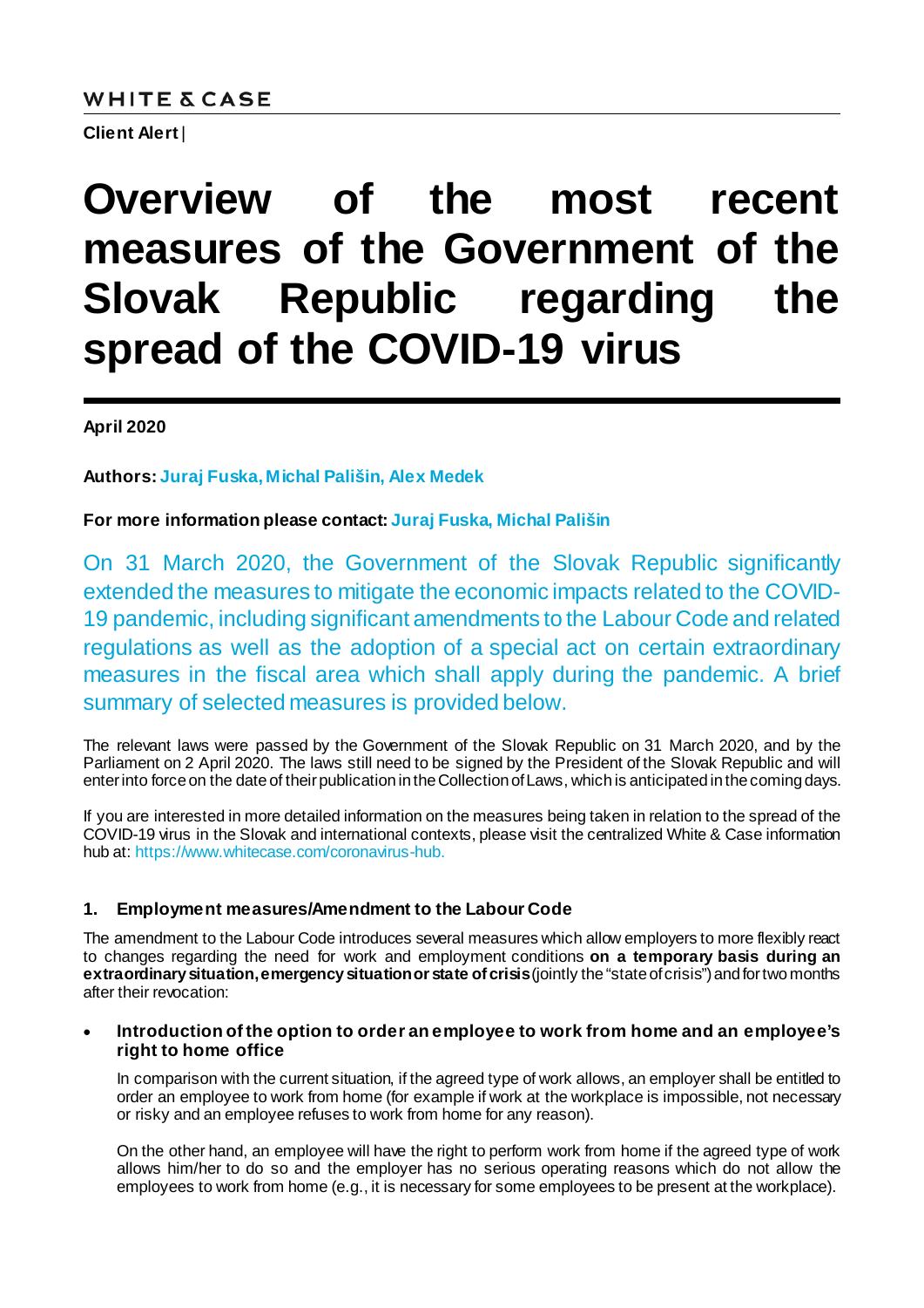**WHITE & CASE**

**Client Alert |**

# Overview of the most recent measures of the Government of the Slovak Republic regarding the spread of the COVID-19 virus

**April 2020**

**Authors:** **Juraj Fuska, Michal Pališin, Alex Medek**

**For more information please contact:** **Juraj Fuska, Michal Pališin**

On 31 March 2020, the Government of the Slovak Republic significantly extended the measures to mitigate the economic impacts related to the COVID-19 pandemic, including significant amendments to the Labour Code and related regulations as well as the adoption of a special act on certain extraordinary measures in the fiscal area which shall apply during the pandemic. A brief summary of selected measures is provided below.

The relevant laws were passed by the Government of the Slovak Republic on 31 March 2020, and by the Parliament on 2 April 2020. The laws still need to be signed by the President of the Slovak Republic and will enter into force on the date of their publication in the Collection of Laws, which is anticipated in the coming days.

If you are interested in more detailed information on the measures being taken in relation to the spread of the COVID-19 virus in the Slovak and international contexts, please visit the centralized White & Case information hub at: https://www.whitecase.com/coronavirus-hub.

## 1. Employment measures/Amendment to the Labour Code

The amendment to the Labour Code introduces several measures which allow employers to more flexibly react to changes regarding the need for work and employment conditions **on a temporary basis during an extraordinary situation, emergency situation or state of crisis** (jointly the "state of crisis") and for two months after their revocation:

- **Introduction of the option to order an employee to work from home and an employee's right to home office**

  In comparison with the current situation, if the agreed type of work allows, an employer shall be entitled to order an employee to work from home (for example if work at the workplace is impossible, not necessary or risky and an employee refuses to work from home for any reason).

  On the other hand, an employee will have the right to perform work from home if the agreed type of work allows him/her to do so and the employer has no serious operating reasons which do not allow the employees to work from home (e.g., it is necessary for some employees to be present at the workplace).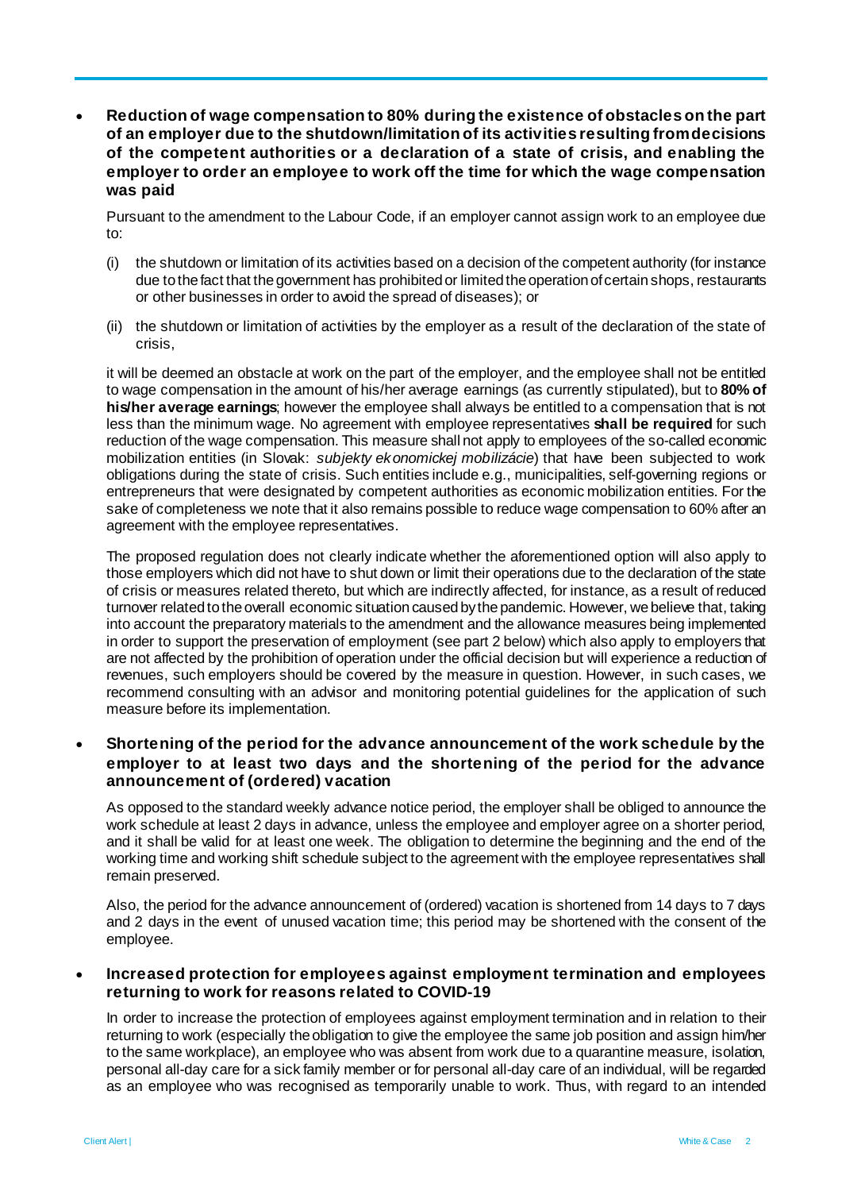- **Reduction of wage compensation to 80% during the existence of obstacles on the part of an employer due to the shutdown/limitation of its activities resulting from decisions of the competent authorities or a declaration of a state of crisis, and enabling the employer to order an employee to work off the time for which the wage compensation was paid**

  Pursuant to the amendment to the Labour Code, if an employer cannot assign work to an employee due to:

  (i) the shutdown or limitation of its activities based on a decision of the competent authority (for instance due to the fact that the government has prohibited or limited the operation of certain shops, restaurants or other businesses in order to avoid the spread of diseases); or

  (ii) the shutdown or limitation of activities by the employer as a result of the declaration of the state of crisis,

  it will be deemed an obstacle at work on the part of the employer, and the employee shall not be entitled to wage compensation in the amount of his/her average earnings (as currently stipulated), but to **80% of his/her average earnings**; however the employee shall always be entitled to a compensation that is not less than the minimum wage. No agreement with employee representatives **shall be required** for such reduction of the wage compensation. This measure shall not apply to employees of the so-called economic mobilization entities (in Slovak: *subjekty ekonomickej mobilizácie*) that have been subjected to work obligations during the state of crisis. Such entities include e.g., municipalities, self-governing regions or entrepreneurs that were designated by competent authorities as economic mobilization entities. For the sake of completeness we note that it also remains possible to reduce wage compensation to 60% after an agreement with the employee representatives.

  The proposed regulation does not clearly indicate whether the aforementioned option will also apply to those employers which did not have to shut down or limit their operations due to the declaration of the state of crisis or measures related thereto, but which are indirectly affected, for instance, as a result of reduced turnover related to the overall economic situation caused by the pandemic. However, we believe that, taking into account the preparatory materials to the amendment and the allowance measures being implemented in order to support the preservation of employment (see part 2 below) which also apply to employers that are not affected by the prohibition of operation under the official decision but will experience a reduction of revenues, such employers should be covered by the measure in question. However, in such cases, we recommend consulting with an advisor and monitoring potential guidelines for the application of such measure before its implementation.

- **Shortening of the period for the advance announcement of the work schedule by the employer to at least two days and the shortening of the period for the advance announcement of (ordered) vacation**

  As opposed to the standard weekly advance notice period, the employer shall be obliged to announce the work schedule at least 2 days in advance, unless the employee and employer agree on a shorter period, and it shall be valid for at least one week. The obligation to determine the beginning and the end of the working time and working shift schedule subject to the agreement with the employee representatives shall remain preserved.

  Also, the period for the advance announcement of (ordered) vacation is shortened from 14 days to 7 days and 2 days in the event of unused vacation time; this period may be shortened with the consent of the employee.

- **Increased protection for employees against employment termination and employees returning to work for reasons related to COVID-19**

  In order to increase the protection of employees against employment termination and in relation to their returning to work (especially the obligation to give the employee the same job position and assign him/her to the same workplace), an employee who was absent from work due to a quarantine measure, isolation, personal all-day care for a sick family member or for personal all-day care of an individual, will be regarded as an employee who was recognised as temporarily unable to work. Thus, with regard to an intended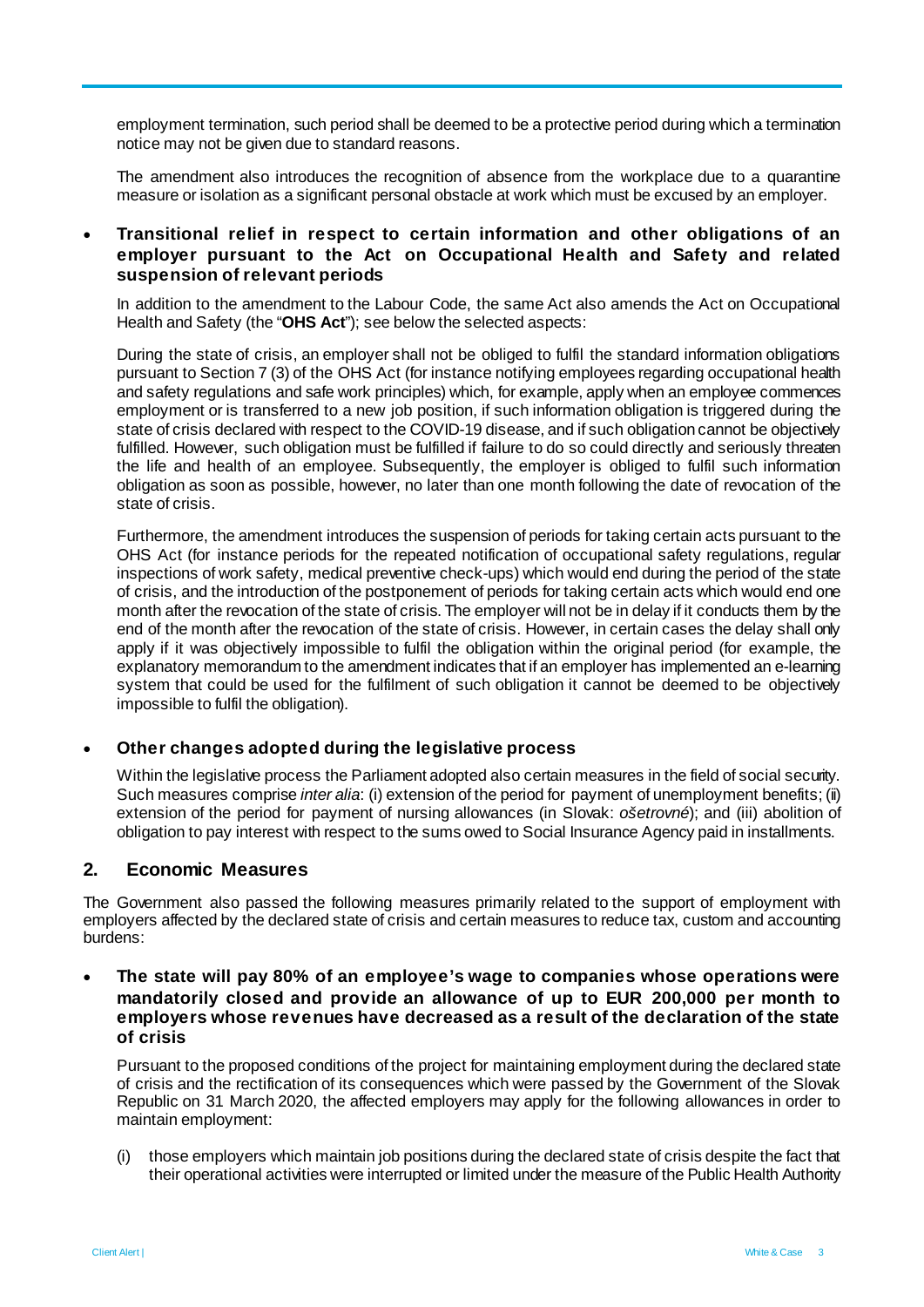employment termination, such period shall be deemed to be a protective period during which a termination notice may not be given due to standard reasons.

The amendment also introduces the recognition of absence from the workplace due to a quarantine measure or isolation as a significant personal obstacle at work which must be excused by an employer.

- **Transitional relief in respect to certain information and other obligations of an employer pursuant to the Act on Occupational Health and Safety and related suspension of relevant periods**

  In addition to the amendment to the Labour Code, the same Act also amends the Act on Occupational Health and Safety (the "**OHS Act**"); see below the selected aspects:

  During the state of crisis, an employer shall not be obliged to fulfil the standard information obligations pursuant to Section 7 (3) of the OHS Act (for instance notifying employees regarding occupational health and safety regulations and safe work principles) which, for example, apply when an employee commences employment or is transferred to a new job position, if such information obligation is triggered during the state of crisis declared with respect to the COVID-19 disease, and if such obligation cannot be objectively fulfilled. However, such obligation must be fulfilled if failure to do so could directly and seriously threaten the life and health of an employee. Subsequently, the employer is obliged to fulfil such information obligation as soon as possible, however, no later than one month following the date of revocation of the state of crisis.

  Furthermore, the amendment introduces the suspension of periods for taking certain acts pursuant to the OHS Act (for instance periods for the repeated notification of occupational safety regulations, regular inspections of work safety, medical preventive check-ups) which would end during the period of the state of crisis, and the introduction of the postponement of periods for taking certain acts which would end one month after the revocation of the state of crisis. The employer will not be in delay if it conducts them by the end of the month after the revocation of the state of crisis. However, in certain cases the delay shall only apply if it was objectively impossible to fulfil the obligation within the original period (for example, the explanatory memorandum to the amendment indicates that if an employer has implemented an e-learning system that could be used for the fulfilment of such obligation it cannot be deemed to be objectively impossible to fulfil the obligation).

- **Other changes adopted during the legislative process**

  Within the legislative process the Parliament adopted also certain measures in the field of social security. Such measures comprise *inter alia*: (i) extension of the period for payment of unemployment benefits; (ii) extension of the period for payment of nursing allowances (in Slovak: *ošetrovné*); and (iii) abolition of obligation to pay interest with respect to the sums owed to Social Insurance Agency paid in installments.

## 2. Economic Measures

The Government also passed the following measures primarily related to the support of employment with employers affected by the declared state of crisis and certain measures to reduce tax, custom and accounting burdens:

- **The state will pay 80% of an employee's wage to companies whose operations were mandatorily closed and provide an allowance of up to EUR 200,000 per month to employers whose revenues have decreased as a result of the declaration of the state of crisis**

  Pursuant to the proposed conditions of the project for maintaining employment during the declared state of crisis and the rectification of its consequences which were passed by the Government of the Slovak Republic on 31 March 2020, the affected employers may apply for the following allowances in order to maintain employment:

  (i) those employers which maintain job positions during the declared state of crisis despite the fact that their operational activities were interrupted or limited under the measure of the Public Health Authority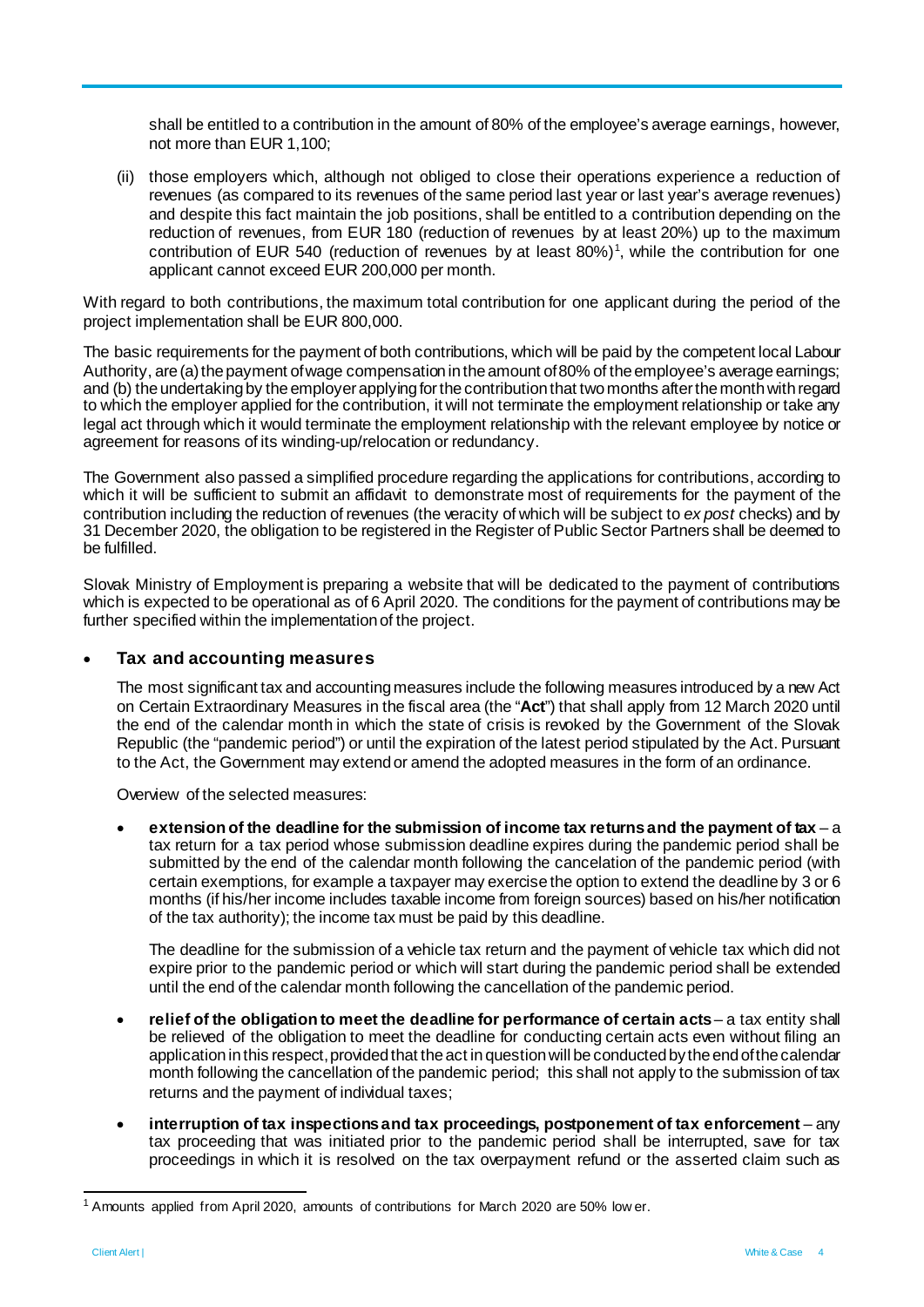shall be entitled to a contribution in the amount of 80% of the employee's average earnings, however, not more than EUR 1,100;

(ii) those employers which, although not obliged to close their operations experience a reduction of revenues (as compared to its revenues of the same period last year or last year's average revenues) and despite this fact maintain the job positions, shall be entitled to a contribution depending on the reduction of revenues, from EUR 180 (reduction of revenues by at least 20%) up to the maximum contribution of EUR 540 (reduction of revenues by at least 80%)[1], while the contribution for one applicant cannot exceed EUR 200,000 per month.

With regard to both contributions, the maximum total contribution for one applicant during the period of the project implementation shall be EUR 800,000.

The basic requirements for the payment of both contributions, which will be paid by the competent local Labour Authority, are (a) the payment of wage compensation in the amount of 80% of the employee's average earnings; and (b) the undertaking by the employer applying for the contribution that two months after the month with regard to which the employer applied for the contribution, it will not terminate the employment relationship or take any legal act through which it would terminate the employment relationship with the relevant employee by notice or agreement for reasons of its winding-up/relocation or redundancy.

The Government also passed a simplified procedure regarding the applications for contributions, according to which it will be sufficient to submit an affidavit to demonstrate most of requirements for the payment of the contribution including the reduction of revenues (the veracity of which will be subject to *ex post* checks) and by 31 December 2020, the obligation to be registered in the Register of Public Sector Partners shall be deemed to be fulfilled.

Slovak Ministry of Employment is preparing a website that will be dedicated to the payment of contributions which is expected to be operational as of 6 April 2020. The conditions for the payment of contributions may be further specified within the implementation of the project.

- **Tax and accounting measures**

  The most significant tax and accounting measures include the following measures introduced by a new Act on Certain Extraordinary Measures in the fiscal area (the "**Act**") that shall apply from 12 March 2020 until the end of the calendar month in which the state of crisis is revoked by the Government of the Slovak Republic (the "pandemic period") or until the expiration of the latest period stipulated by the Act. Pursuant to the Act, the Government may extend or amend the adopted measures in the form of an ordinance.

  Overview of the selected measures:

  - **extension of the deadline for the submission of income tax returns and the payment of tax** – a tax return for a tax period whose submission deadline expires during the pandemic period shall be submitted by the end of the calendar month following the cancelation of the pandemic period (with certain exemptions, for example a taxpayer may exercise the option to extend the deadline by 3 or 6 months (if his/her income includes taxable income from foreign sources) based on his/her notification of the tax authority); the income tax must be paid by this deadline.

    The deadline for the submission of a vehicle tax return and the payment of vehicle tax which did not expire prior to the pandemic period or which will start during the pandemic period shall be extended until the end of the calendar month following the cancellation of the pandemic period.

  - **relief of the obligation to meet the deadline for performance of certain acts** – a tax entity shall be relieved of the obligation to meet the deadline for conducting certain acts even without filing an application in this respect, provided that the act in question will be conducted by the end of the calendar month following the cancellation of the pandemic period; this shall not apply to the submission of tax returns and the payment of individual taxes;

  - **interruption of tax inspections and tax proceedings, postponement of tax enforcement** – any tax proceeding that was initiated prior to the pandemic period shall be interrupted, save for tax proceedings in which it is resolved on the tax overpayment refund or the asserted claim such as

[1] Amounts applied from April 2020, amounts of contributions for March 2020 are 50% lower.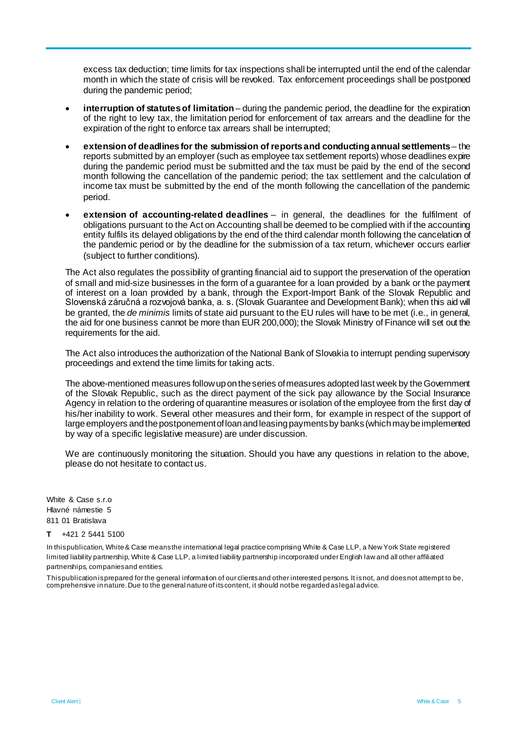excess tax deduction; time limits for tax inspections shall be interrupted until the end of the calendar month in which the state of crisis will be revoked. Tax enforcement proceedings shall be postponed during the pandemic period;

- **interruption of statutes of limitation** – during the pandemic period, the deadline for the expiration of the right to levy tax, the limitation period for enforcement of tax arrears and the deadline for the expiration of the right to enforce tax arrears shall be interrupted;
- **extension of deadlines for the submission of reports and conducting annual settlements** – the reports submitted by an employer (such as employee tax settlement reports) whose deadlines expire during the pandemic period must be submitted and the tax must be paid by the end of the second month following the cancellation of the pandemic period; the tax settlement and the calculation of income tax must be submitted by the end of the month following the cancellation of the pandemic period.
- **extension of accounting-related deadlines** – in general, the deadlines for the fulfilment of obligations pursuant to the Act on Accounting shall be deemed to be complied with if the accounting entity fulfils its delayed obligations by the end of the third calendar month following the cancelation of the pandemic period or by the deadline for the submission of a tax return, whichever occurs earlier (subject to further conditions).

The Act also regulates the possibility of granting financial aid to support the preservation of the operation of small and mid-size businesses in the form of a guarantee for a loan provided by a bank or the payment of interest on a loan provided by a bank, through the Export-Import Bank of the Slovak Republic and Slovenská záručná a rozvojová banka, a. s. (Slovak Guarantee and Development Bank); when this aid will be granted, the *de minimis* limits of state aid pursuant to the EU rules will have to be met (i.e., in general, the aid for one business cannot be more than EUR 200,000); the Slovak Ministry of Finance will set out the requirements for the aid.

The Act also introduces the authorization of the National Bank of Slovakia to interrupt pending supervisory proceedings and extend the time limits for taking acts.

The above-mentioned measures follow up on the series of measures adopted last week by the Government of the Slovak Republic, such as the direct payment of the sick pay allowance by the Social Insurance Agency in relation to the ordering of quarantine measures or isolation of the employee from the first day of his/her inability to work. Several other measures and their form, for example in respect of the support of large employers and the postponement of loan and leasing payments by banks (which may be implemented by way of a specific legislative measure) are under discussion.

We are continuously monitoring the situation. Should you have any questions in relation to the above, please do not hesitate to contact us.

White & Case s.r.o
Hlavné námestie 5
811 01 Bratislava

**T** +421 2 5441 5100

In this publication, White & Case means the international legal practice comprising White & Case LLP, a New York State registered limited liability partnership, White & Case LLP, a limited liability partnership incorporated under English law and all other affiliated partnerships, companies and entities.

This publication is prepared for the general information of our clients and other interested persons. It is not, and does not attempt to be, comprehensive in nature. Due to the general nature of its content, it should not be regarded as legal advice.